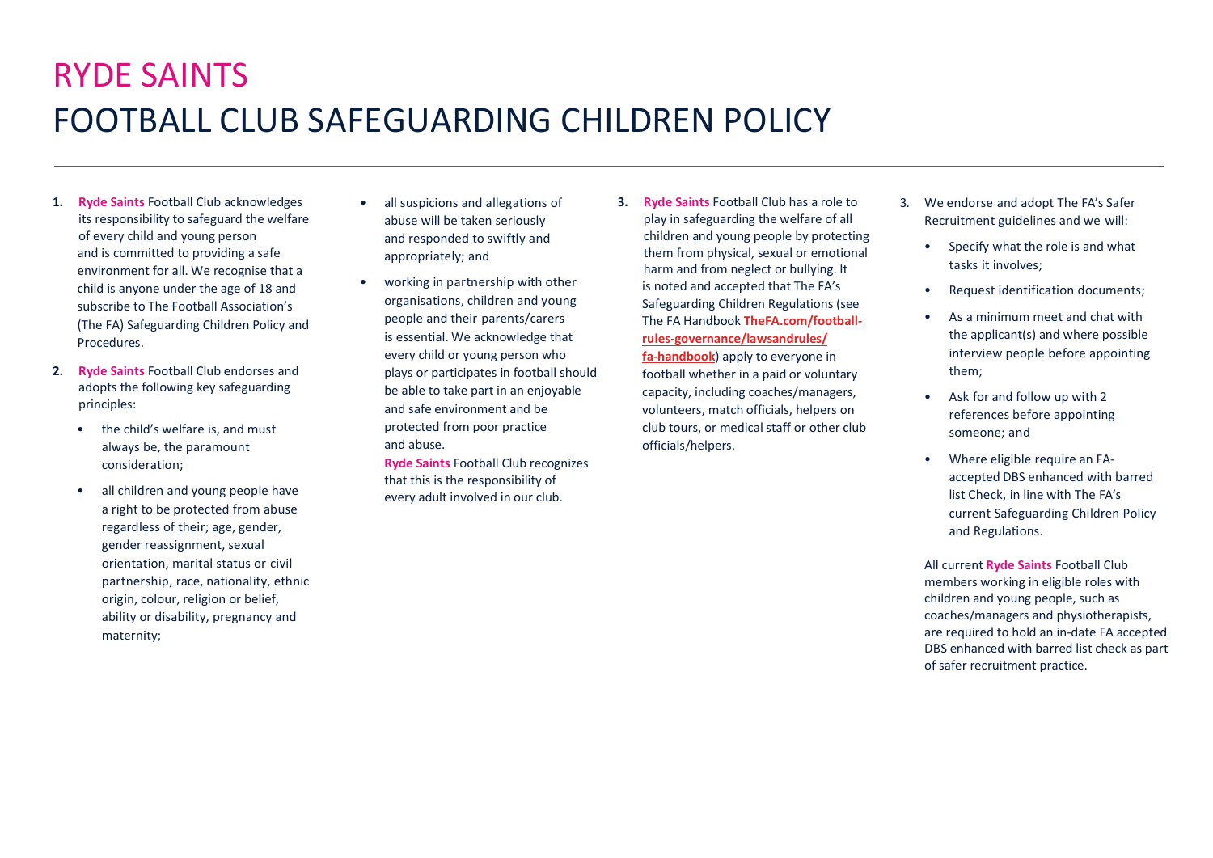# RYDE SAINTS
# FOOTBALL CLUB SAFEGUARDING CHILDREN POLICY

1. **Ryde Saints** Football Club acknowledges its responsibility to safeguard the welfare of every child and young person and is committed to providing a safe environment for all. We recognise that a child is anyone under the age of 18 and subscribe to The Football Association's (The FA) Safeguarding Children Policy and Procedures.

2. **Ryde Saints** Football Club endorses and adopts the following key safeguarding principles:

   - the child's welfare is, and must always be, the paramount consideration;
   - all children and young people have a right to be protected from abuse regardless of their; age, gender, gender reassignment, sexual orientation, marital status or civil partnership, race, nationality, ethnic origin, colour, religion or belief, ability or disability, pregnancy and maternity;
   - all suspicions and allegations of abuse will be taken seriously and responded to swiftly and appropriately; and
   - working in partnership with other organisations, children and young people and their parents/carers is essential. We acknowledge that every child or young person who plays or participates in football should be able to take part in an enjoyable and safe environment and be protected from poor practice and abuse.

   **Ryde Saints** Football Club recognizes that this is the responsibility of every adult involved in our club.

3. **Ryde Saints** Football Club has a role to play in safeguarding the welfare of all children and young people by protecting them from physical, sexual or emotional harm and from neglect or bullying. It is noted and accepted that The FA's Safeguarding Children Regulations (see The FA Handbook **TheFA.com/football-rules-governance/lawsandrules/fa-handbook**) apply to everyone in football whether in a paid or voluntary capacity, including coaches/managers, volunteers, match officials, helpers on club tours, or medical staff or other club officials/helpers.

3. We endorse and adopt The FA's Safer Recruitment guidelines and we will:

   - Specify what the role is and what tasks it involves;
   - Request identification documents;
   - As a minimum meet and chat with the applicant(s) and where possible interview people before appointing them;
   - Ask for and follow up with 2 references before appointing someone; and
   - Where eligible require an FA-accepted DBS enhanced with barred list Check, in line with The FA's current Safeguarding Children Policy and Regulations.

   All current **Ryde Saints** Football Club members working in eligible roles with children and young people, such as coaches/managers and physiotherapists, are required to hold an in-date FA accepted DBS enhanced with barred list check as part of safer recruitment practice.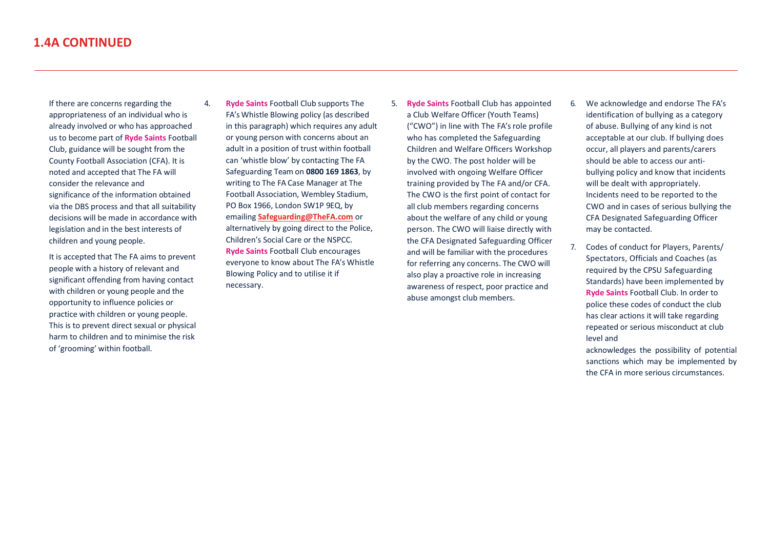# 1.4A CONTINUED

If there are concerns regarding the appropriateness of an individual who is already involved or who has approached us to become part of **Ryde Saints** Football Club, guidance will be sought from the County Football Association (CFA). It is noted and accepted that The FA will consider the relevance and significance of the information obtained via the DBS process and that all suitability decisions will be made in accordance with legislation and in the best interests of children and young people.

It is accepted that The FA aims to prevent people with a history of relevant and significant offending from having contact with children or young people and the opportunity to influence policies or practice with children or young people. This is to prevent direct sexual or physical harm to children and to minimise the risk of 'grooming' within football.

4. **Ryde Saints** Football Club supports The FA's Whistle Blowing policy (as described in this paragraph) which requires any adult or young person with concerns about an adult in a position of trust within football can 'whistle blow' by contacting The FA Safeguarding Team on **0800 169 1863**, by writing to The FA Case Manager at The Football Association, Wembley Stadium, PO Box 1966, London SW1P 9EQ, by emailing **Safeguarding@TheFA.com** or alternatively by going direct to the Police, Children's Social Care or the NSPCC. **Ryde Saints** Football Club encourages everyone to know about The FA's Whistle Blowing Policy and to utilise it if necessary.

5. **Ryde Saints** Football Club has appointed a Club Welfare Officer (Youth Teams) ("CWO") in line with The FA's role profile who has completed the Safeguarding Children and Welfare Officers Workshop by the CWO. The post holder will be involved with ongoing Welfare Officer training provided by The FA and/or CFA. The CWO is the first point of contact for all club members regarding concerns about the welfare of any child or young person. The CWO will liaise directly with the CFA Designated Safeguarding Officer and will be familiar with the procedures for referring any concerns. The CWO will also play a proactive role in increasing awareness of respect, poor practice and abuse amongst club members.

6. We acknowledge and endorse The FA's identification of bullying as a category of abuse. Bullying of any kind is not acceptable at our club. If bullying does occur, all players and parents/carers should be able to access our anti-bullying policy and know that incidents will be dealt with appropriately. Incidents need to be reported to the CWO and in cases of serious bullying the CFA Designated Safeguarding Officer may be contacted.

7. Codes of conduct for Players, Parents/ Spectators, Officials and Coaches (as required by the CPSU Safeguarding Standards) have been implemented by **Ryde Saints** Football Club. In order to police these codes of conduct the club has clear actions it will take regarding repeated or serious misconduct at club level and acknowledges the possibility of potential sanctions which may be implemented by the CFA in more serious circumstances.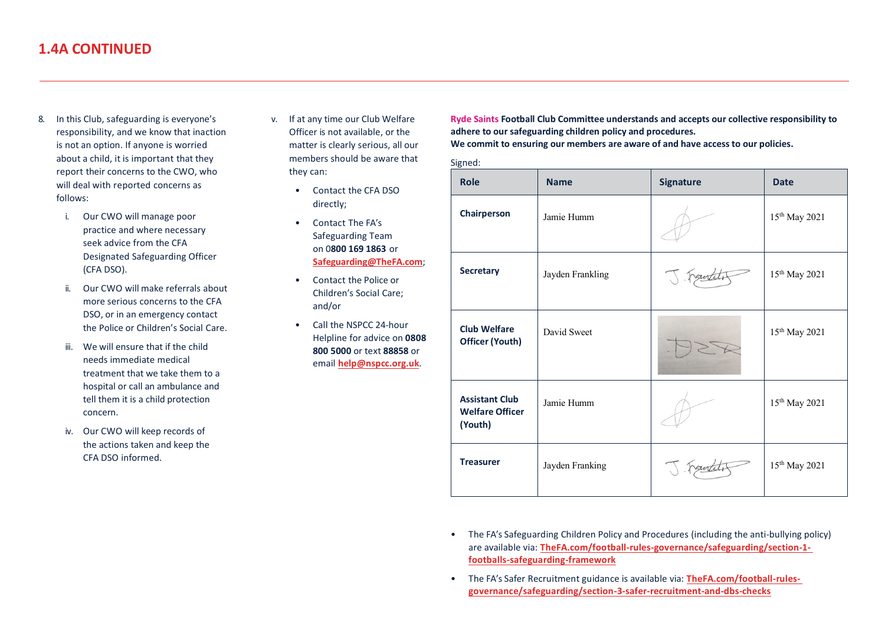## 1.4A CONTINUED

8. In this Club, safeguarding is everyone's responsibility, and we know that inaction is not an option. If anyone is worried about a child, it is important that they report their concerns to the CWO, who will deal with reported concerns as follows:

   i. Our CWO will manage poor practice and where necessary seek advice from the CFA Designated Safeguarding Officer (CFA DSO).

   ii. Our CWO will make referrals about more serious concerns to the CFA DSO, or in an emergency contact the Police or Children's Social Care.

   iii. We will ensure that if the child needs immediate medical treatment that we take them to a hospital or call an ambulance and tell them it is a child protection concern.

   iv. Our CWO will keep records of the actions taken and keep the CFA DSO informed.

   v. If at any time our Club Welfare Officer is not available, or the matter is clearly serious, all our members should be aware that they can:

   - Contact the CFA DSO directly;
   - Contact The FA's Safeguarding Team on 0**800 169 1863** or **Safeguarding@TheFA.com**;
   - Contact the Police or Children's Social Care; and/or
   - Call the NSPCC 24-hour Helpline for advice on **0808 800 5000** or text **88858** or email **help@nspcc.org.uk**.

**Ryde Saints Football Club Committee understands and accepts our collective responsibility to adhere to our safeguarding children policy and procedures.**
**We commit to ensuring our members are aware of and have access to our policies.**

Signed:

| Role | Name | Signature | Date |
|---|---|---|---|
| **Chairperson** | Jamie Humm | [signature] | 15th May 2021 |
| **Secretary** | Jayden Frankling | [signature] | 15th May 2021 |
| **Club Welfare Officer (Youth)** | David Sweet | [signature] | 15th May 2021 |
| **Assistant Club Welfare Officer (Youth)** | Jamie Humm | [signature] | 15th May 2021 |
| **Treasurer** | Jayden Franking | [signature] | 15th May 2021 |

- The FA's Safeguarding Children Policy and Procedures (including the anti-bullying policy) are available via: **TheFA.com/football-rules-governance/safeguarding/section-1-footballs-safeguarding-framework**
- The FA's Safer Recruitment guidance is available via: **TheFA.com/football-rules-governance/safeguarding/section-3-safer-recruitment-and-dbs-checks**